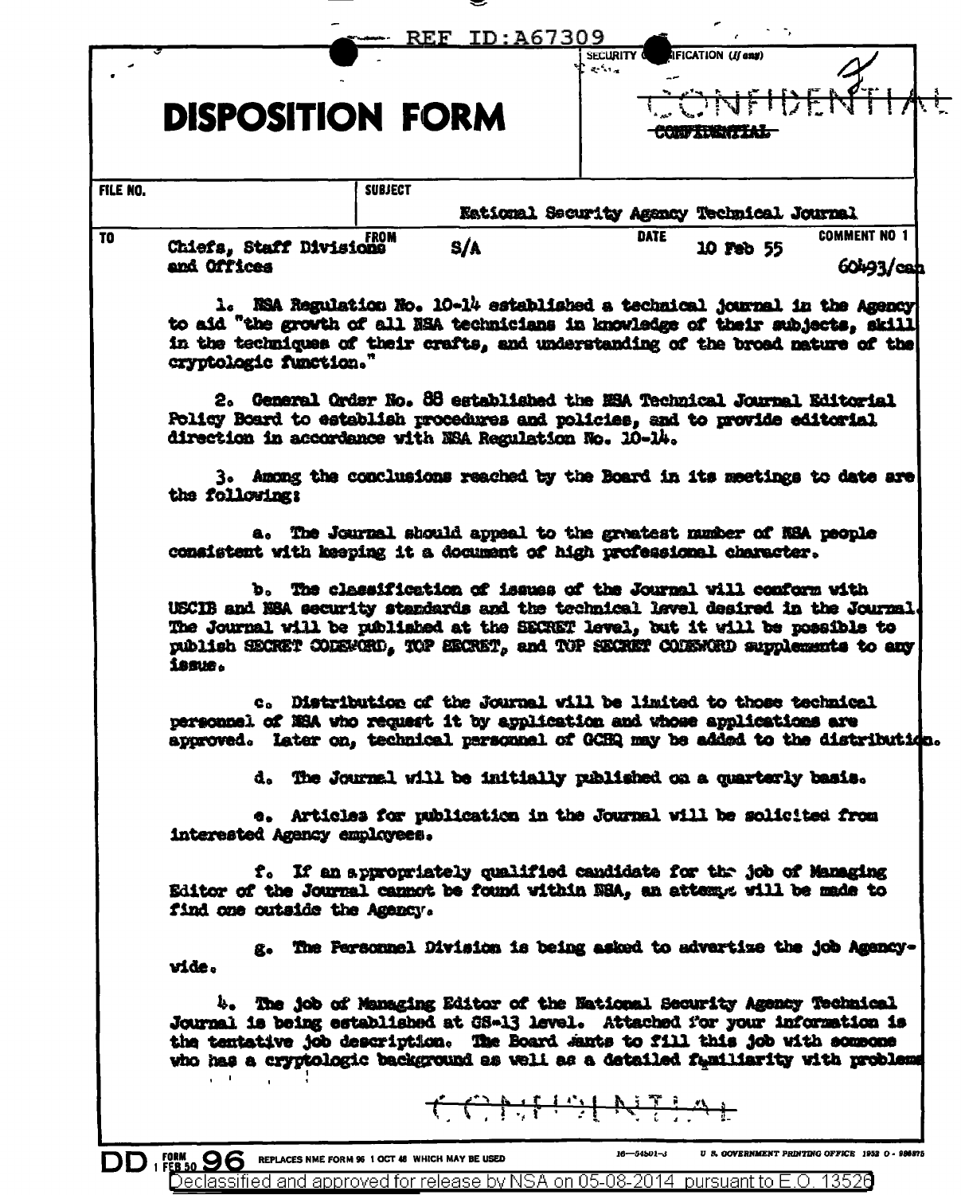REF ID:A67309

SECURITY CLASSIFICATION (If any)

CONFIDENTIAL

~~CONFIDENTIAL~~

# DISPOSITION FORM

| FILE NO. | SUBJECT | | |
|---|---|---|---|
| | National Security Agency Technical Journal | | |
| TO | FROM | DATE | COMMENT NO 1 |
| Chiefs, Staff Divisions and Offices | S/A | 10 Feb 55 | 60493/can |

1. NSA Regulation No. 10-14 established a technical journal in the Agency to aid "the growth of all NSA technicians in knowledge of their subjects, skill in the techniques of their crafts, and understanding of the broad nature of the cryptologic function."

2. General Order No. 88 established the NSA Technical Journal Editorial Policy Board to establish procedures and policies, and to provide editorial direction in accordance with NSA Regulation No. 10-14.

3. Among the conclusions reached by the Board in its meetings to date are the following:

a. The Journal should appeal to the greatest number of NSA people consistent with keeping it a document of high professional character.

b. The classification of issues of the Journal will conform with USCIB and NSA security standards and the technical level desired in the Journal. The Journal will be published at the SECRET level, but it will be possible to publish SECRET CODEWORD, TOP SECRET, and TOP SECRET CODEWORD supplements to any issue.

c. Distribution of the Journal will be limited to those technical personnel of NSA who request it by application and whose applications are approved. Later on, technical personnel of GCHQ may be added to the distribution.

d. The Journal will be initially published on a quarterly basis.

e. Articles for publication in the Journal will be solicited from interested Agency employees.

f. If an appropriately qualified candidate for the job of Managing Editor of the Journal cannot be found within NSA, an attempt will be made to find one outside the Agency.

g. The Personnel Division is being asked to advertize the job Agency-wide.

4. The job of Managing Editor of the National Security Agency Technical Journal is being established at GS-13 level. Attached for your information is the tentative job description. The Board wants to fill this job with someone who has a cryptologic background as well as a detailed familiarity with problems

CONFIDENTIAL

DD FORM 96 1 FEB 50 REPLACES NME FORM 96 1 OCT 48 WHICH MAY BE USED 16—54501-3 U.S. GOVERNMENT PRINTING OFFICE 1952 O-986975

Declassified and approved for release by NSA on 05-08-2014 pursuant to E.O. 13526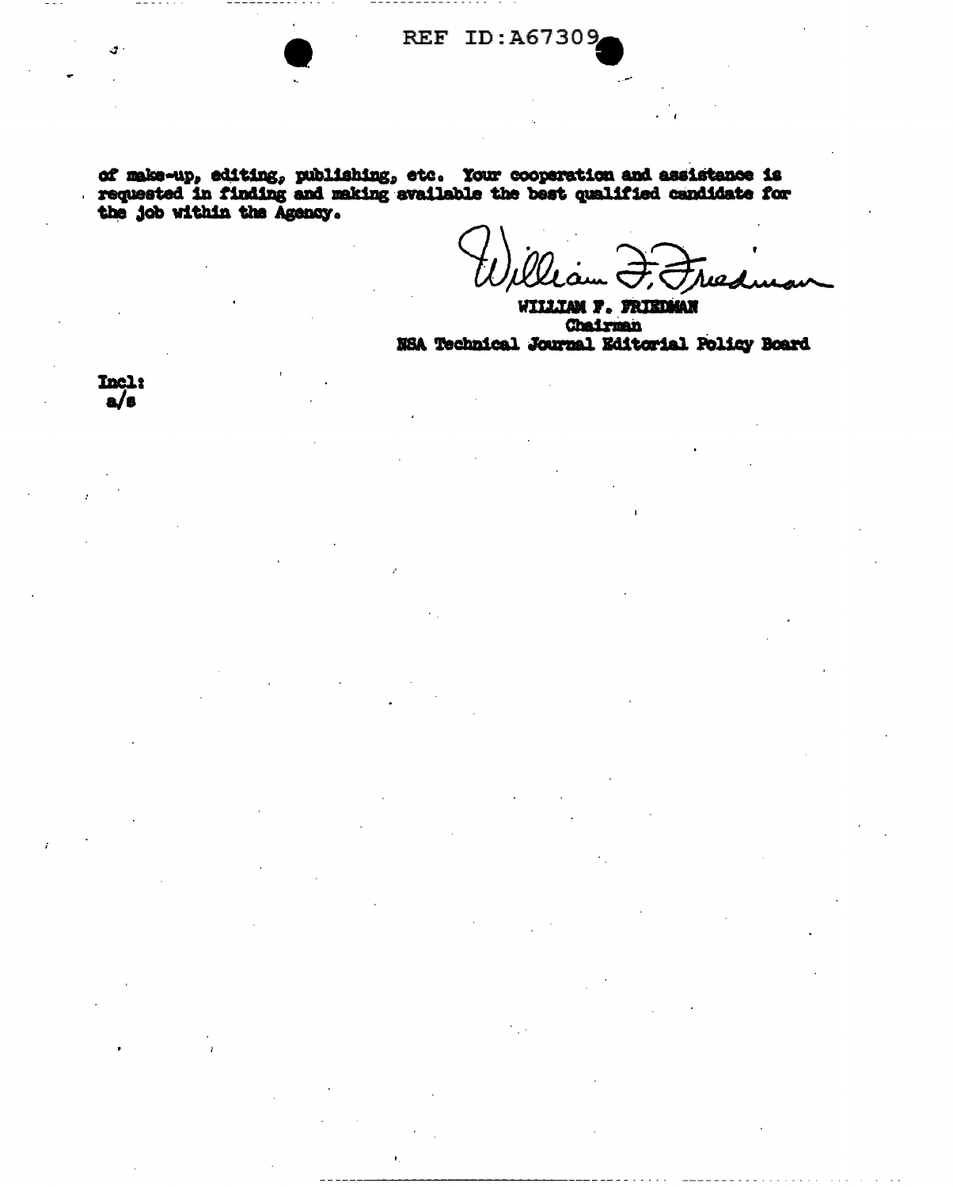of make-up, editing, publishing, etc. Your cooperation and assistance is requested in finding and making available the best qualified candidate for the job within the Agency.

William F. Friedman

WILLIAM F. FRIEDMAN
Chairman
NSA Technical Journal Editorial Policy Board

Incl:
a/s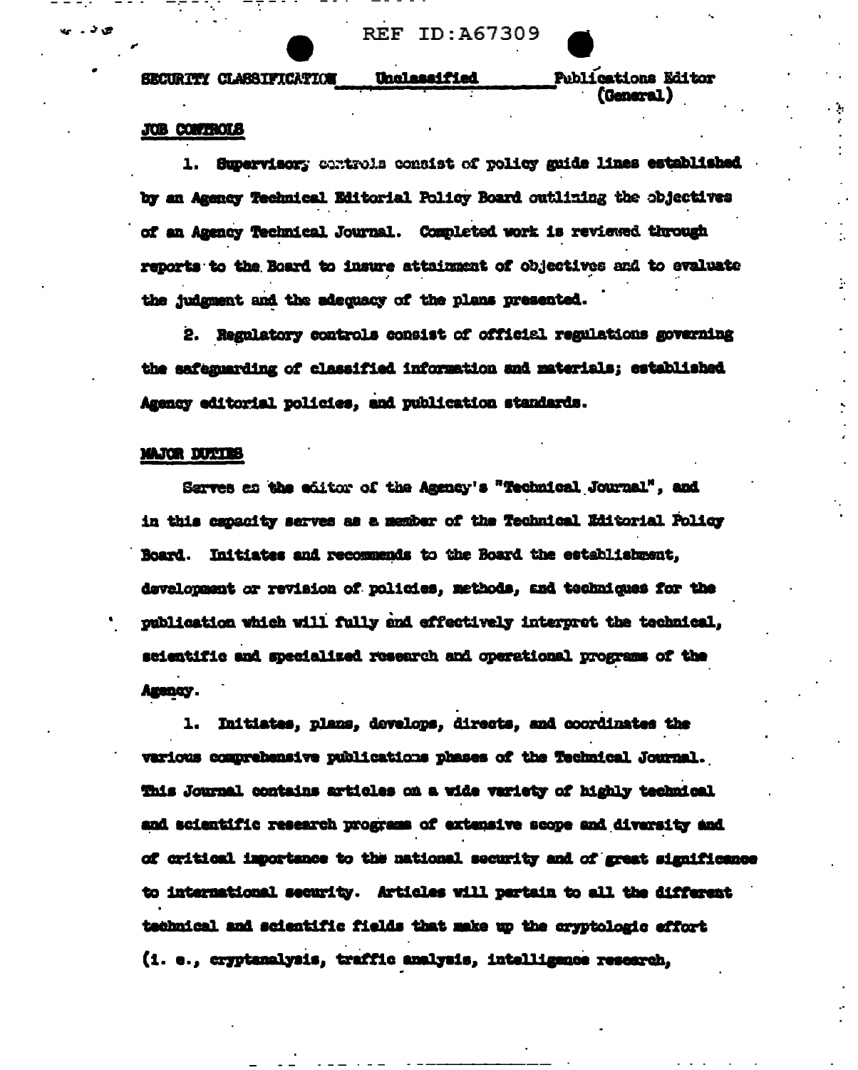SECURITY CLASSIFICATION Unclassified Publications Editor (General)

## JOB CONTROLS

1. Supervisory controls consist of policy guide lines established by an Agency Technical Editorial Policy Board outlining the objectives of an Agency Technical Journal. Completed work is reviewed through reports to the Board to insure attainment of objectives and to evaluate the judgment and the adequacy of the plans presented.

2. Regulatory controls consist of official regulations governing the safeguarding of classified information and materials; established Agency editorial policies, and publication standards.

## MAJOR DUTIES

Serves as the editor of the Agency's "Technical Journal", and in this capacity serves as a member of the Technical Editorial Policy Board. Initiates and recommends to the Board the establishment, development or revision of policies, methods, and techniques for the publication which will fully and effectively interpret the technical, scientific and specialized research and operational programs of the Agency.

1. Initiates, plans, develops, directs, and coordinates the various comprehensive publications phases of the Technical Journal. This Journal contains articles on a wide variety of highly technical and scientific research programs of extensive scope and diversity and of critical importance to the national security and of great significance to international security. Articles will pertain to all the different technical and scientific fields that make up the cryptologic effort (i. e., cryptanalysis, traffic analysis, intelligence research,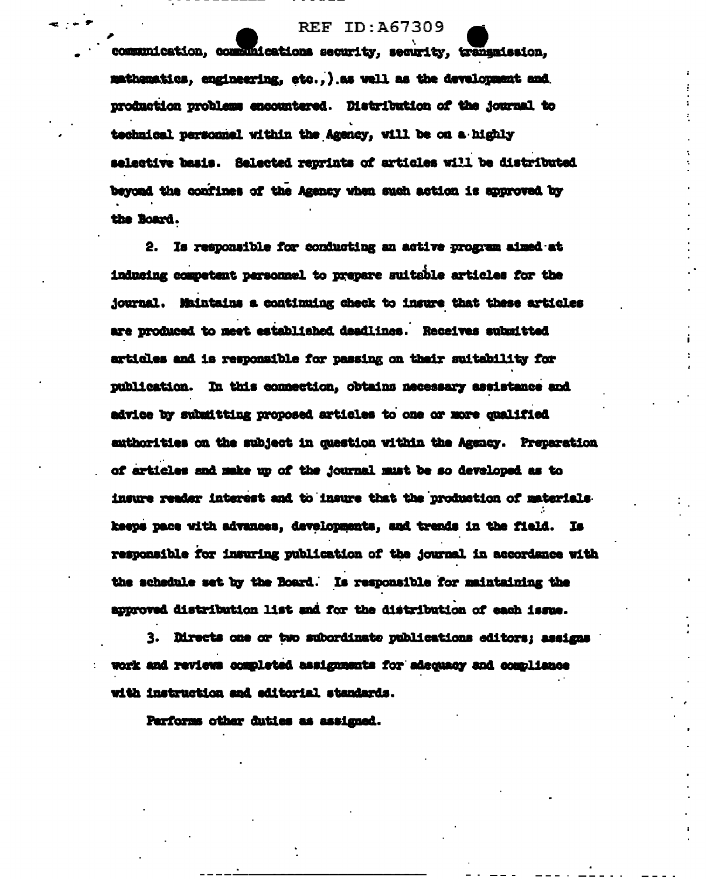communication, communications security, security, transmission, mathematics, engineering, etc.,) as well as the development and production problems encountered. Distribution of the journal to technical personnel within the Agency, will be on a highly selective basis. Selected reprints of articles will be distributed beyond the confines of the Agency when such action is approved by the Board.

2. Is responsible for conducting an active program aimed at inducing competent personnel to prepare suitable articles for the journal. Maintains a continuing check to insure that these articles are produced to meet established deadlines. Receives submitted articles and is responsible for passing on their suitability for publication. In this connection, obtains necessary assistance and advice by submitting proposed articles to one or more qualified authorities on the subject in question within the Agency. Preparation of articles and make up of the journal must be so developed as to insure reader interest and to insure that the production of materials keeps pace with advances, developments, and trends in the field. Is responsible for insuring publication of the journal in accordance with the schedule set by the Board. Is responsible for maintaining the approved distribution list and for the distribution of each issue.

3. Directs one or two subordinate publications editors; assigns work and reviews completed assignments for adequacy and compliance with instruction and editorial standards.

Performs other duties as assigned.